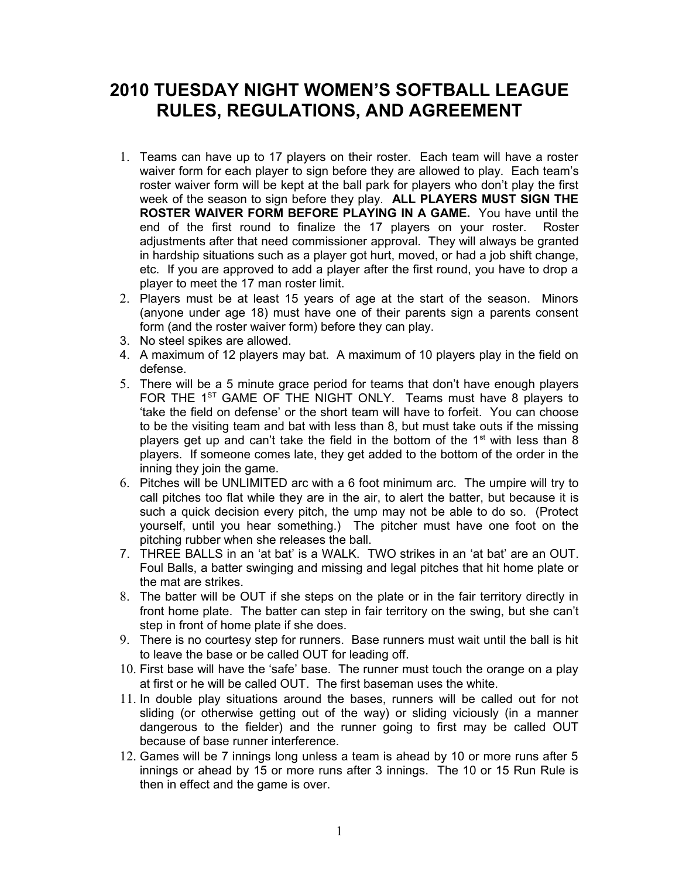# 2010 TUESDAY NIGHT WOMEN'S SOFTBALL LEAGUE RULES, REGULATIONS, AND AGREEMENT

1. Teams can have up to 17 players on their roster. Each team will have a roster waiver form for each player to sign before they are allowed to play. Each team's roster waiver form will be kept at the ball park for players who don't play the first week of the season to sign before they play. **ALL PLAYERS MUST SIGN THE ROSTER WAIVER FORM BEFORE PLAYING IN A GAME.** You have until the end of the first round to finalize the 17 players on your roster. Roster adjustments after that need commissioner approval. They will always be granted in hardship situations such as a player got hurt, moved, or had a job shift change, etc. If you are approved to add a player after the first round, you have to drop a player to meet the 17 man roster limit.
2. Players must be at least 15 years of age at the start of the season. Minors (anyone under age 18) must have one of their parents sign a parents consent form (and the roster waiver form) before they can play.
3. No steel spikes are allowed.
4. A maximum of 12 players may bat. A maximum of 10 players play in the field on defense.
5. There will be a 5 minute grace period for teams that don't have enough players FOR THE 1ST GAME OF THE NIGHT ONLY. Teams must have 8 players to 'take the field on defense' or the short team will have to forfeit. You can choose to be the visiting team and bat with less than 8, but must take outs if the missing players get up and can't take the field in the bottom of the 1st with less than 8 players. If someone comes late, they get added to the bottom of the order in the inning they join the game.
6. Pitches will be UNLIMITED arc with a 6 foot minimum arc. The umpire will try to call pitches too flat while they are in the air, to alert the batter, but because it is such a quick decision every pitch, the ump may not be able to do so. (Protect yourself, until you hear something.) The pitcher must have one foot on the pitching rubber when she releases the ball.
7. THREE BALLS in an 'at bat' is a WALK. TWO strikes in an 'at bat' are an OUT. Foul Balls, a batter swinging and missing and legal pitches that hit home plate or the mat are strikes.
8. The batter will be OUT if she steps on the plate or in the fair territory directly in front home plate. The batter can step in fair territory on the swing, but she can't step in front of home plate if she does.
9. There is no courtesy step for runners. Base runners must wait until the ball is hit to leave the base or be called OUT for leading off.
10. First base will have the 'safe' base. The runner must touch the orange on a play at first or he will be called OUT. The first baseman uses the white.
11. In double play situations around the bases, runners will be called out for not sliding (or otherwise getting out of the way) or sliding viciously (in a manner dangerous to the fielder) and the runner going to first may be called OUT because of base runner interference.
12. Games will be 7 innings long unless a team is ahead by 10 or more runs after 5 innings or ahead by 15 or more runs after 3 innings. The 10 or 15 Run Rule is then in effect and the game is over.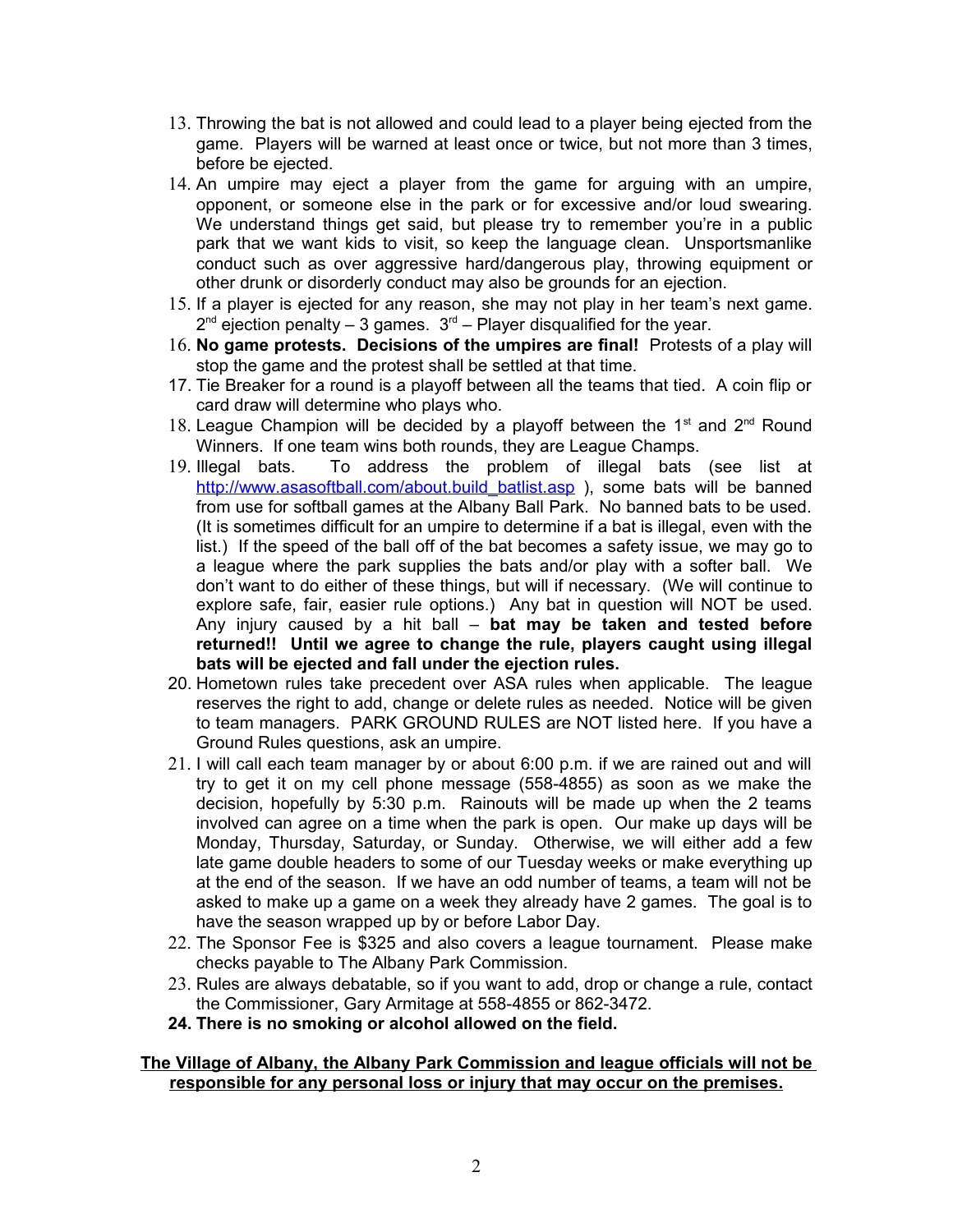13. Throwing the bat is not allowed and could lead to a player being ejected from the game. Players will be warned at least once or twice, but not more than 3 times, before be ejected.
14. An umpire may eject a player from the game for arguing with an umpire, opponent, or someone else in the park or for excessive and/or loud swearing. We understand things get said, but please try to remember you're in a public park that we want kids to visit, so keep the language clean. Unsportsmanlike conduct such as over aggressive hard/dangerous play, throwing equipment or other drunk or disorderly conduct may also be grounds for an ejection.
15. If a player is ejected for any reason, she may not play in her team's next game. 2nd ejection penalty – 3 games. 3rd – Player disqualified for the year.
16. **No game protests. Decisions of the umpires are final!** Protests of a play will stop the game and the protest shall be settled at that time.
17. Tie Breaker for a round is a playoff between all the teams that tied. A coin flip or card draw will determine who plays who.
18. League Champion will be decided by a playoff between the 1st and 2nd Round Winners. If one team wins both rounds, they are League Champs.
19. Illegal bats. To address the problem of illegal bats (see list at http://www.asasoftball.com/about.build_batlist.asp ), some bats will be banned from use for softball games at the Albany Ball Park. No banned bats to be used. (It is sometimes difficult for an umpire to determine if a bat is illegal, even with the list.) If the speed of the ball off of the bat becomes a safety issue, we may go to a league where the park supplies the bats and/or play with a softer ball. We don't want to do either of these things, but will if necessary. (We will continue to explore safe, fair, easier rule options.) Any bat in question will NOT be used. Any injury caused by a hit ball – **bat may be taken and tested before returned!! Until we agree to change the rule, players caught using illegal bats will be ejected and fall under the ejection rules.**
20. Hometown rules take precedent over ASA rules when applicable. The league reserves the right to add, change or delete rules as needed. Notice will be given to team managers. PARK GROUND RULES are NOT listed here. If you have a Ground Rules questions, ask an umpire.
21. I will call each team manager by or about 6:00 p.m. if we are rained out and will try to get it on my cell phone message (558-4855) as soon as we make the decision, hopefully by 5:30 p.m. Rainouts will be made up when the 2 teams involved can agree on a time when the park is open. Our make up days will be Monday, Thursday, Saturday, or Sunday. Otherwise, we will either add a few late game double headers to some of our Tuesday weeks or make everything up at the end of the season. If we have an odd number of teams, a team will not be asked to make up a game on a week they already have 2 games. The goal is to have the season wrapped up by or before Labor Day.
22. The Sponsor Fee is $325 and also covers a league tournament. Please make checks payable to The Albany Park Commission.
23. Rules are always debatable, so if you want to add, drop or change a rule, contact the Commissioner, Gary Armitage at 558-4855 or 862-3472.
24. **There is no smoking or alcohol allowed on the field.**

**The Village of Albany, the Albany Park Commission and league officials will not be responsible for any personal loss or injury that may occur on the premises.**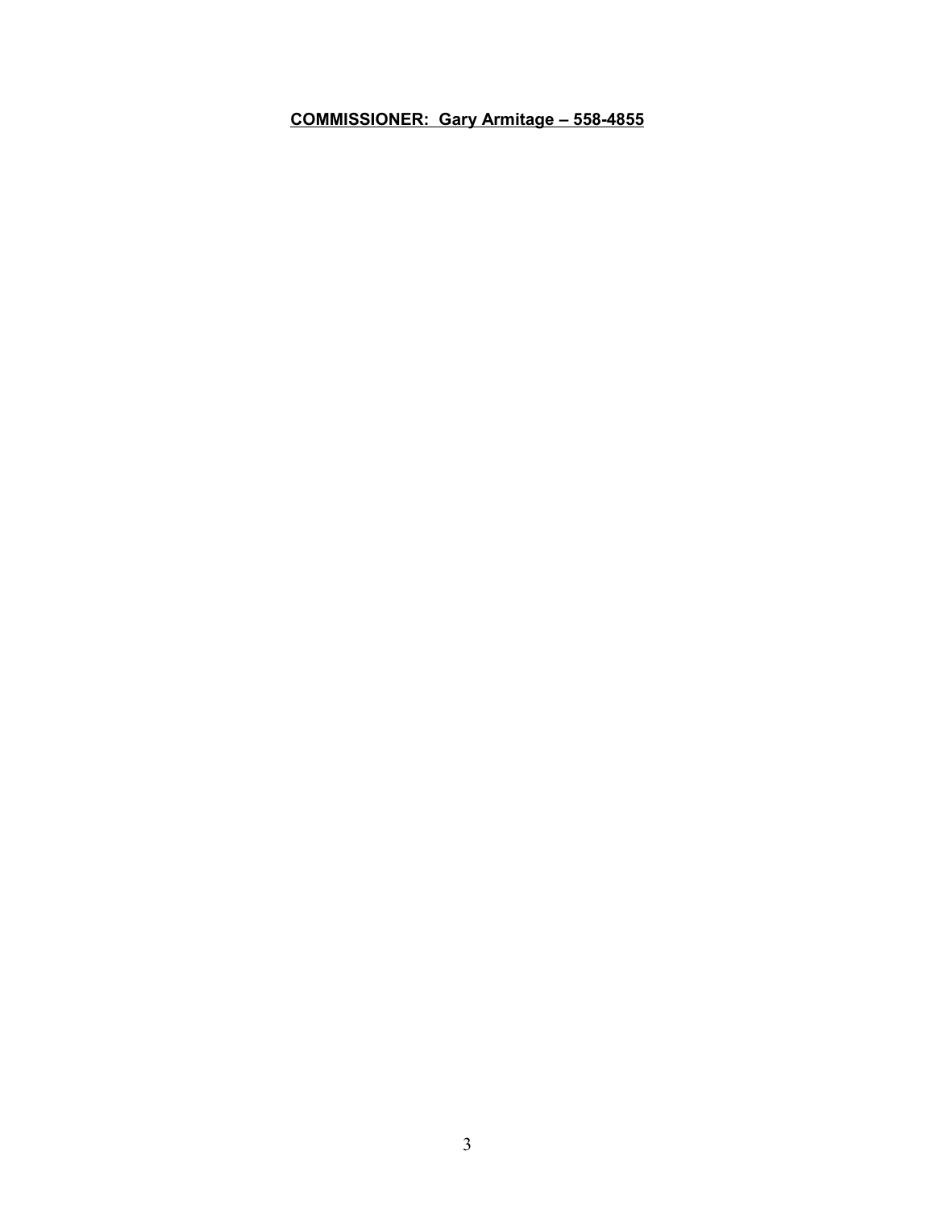**COMMISSIONER: Gary Armitage – 558-4855**